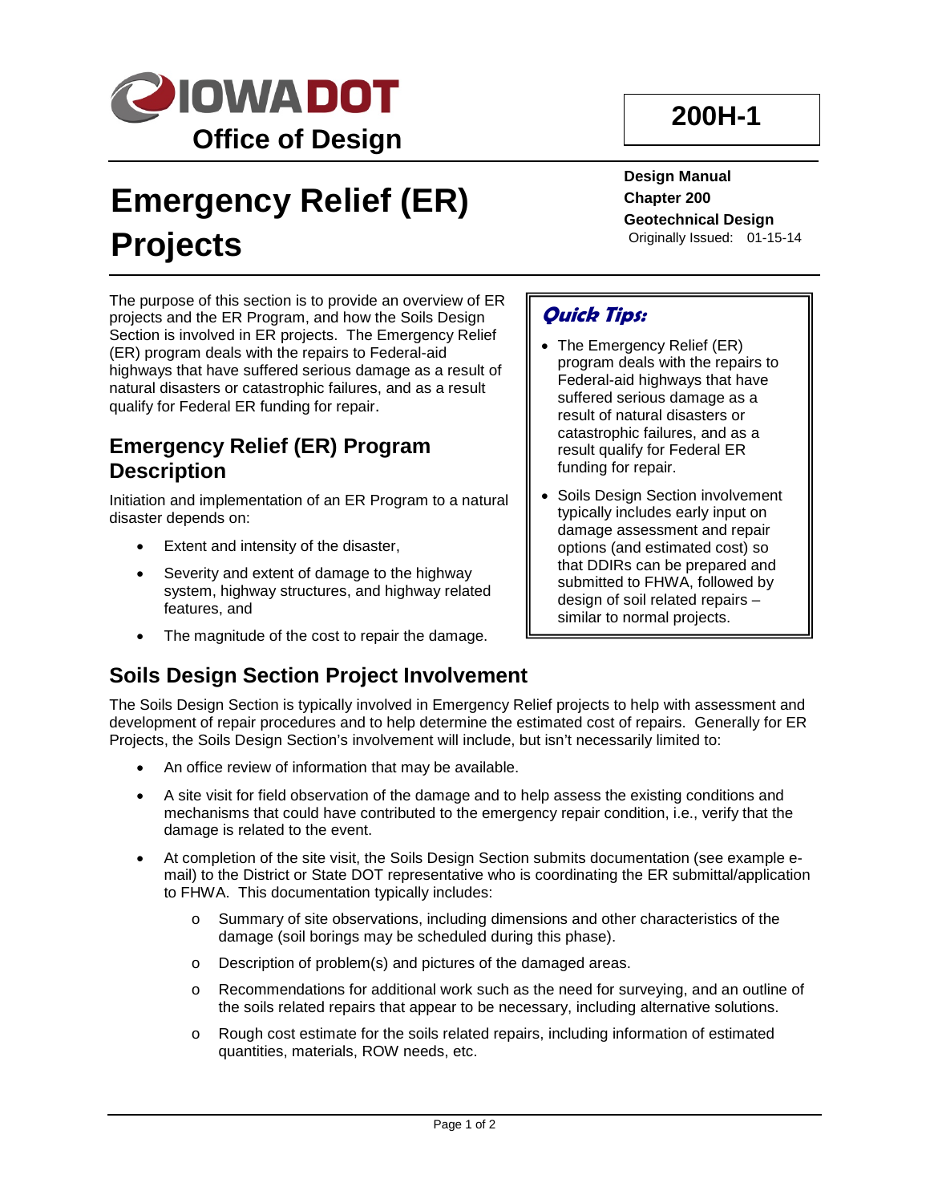Office of Design

# 200H-1

**Design Manual**
**Chapter 200**
**Geotechnical Design**
Originally Issued: 01-15-14

# Emergency Relief (ER) Projects

The purpose of this section is to provide an overview of ER projects and the ER Program, and how the Soils Design Section is involved in ER projects. The Emergency Relief (ER) program deals with the repairs to Federal-aid highways that have suffered serious damage as a result of natural disasters or catastrophic failures, and as a result qualify for Federal ER funding for repair.

> ***Quick Tips:***
>
> - The Emergency Relief (ER) program deals with the repairs to Federal-aid highways that have suffered serious damage as a result of natural disasters or catastrophic failures, and as a result qualify for Federal ER funding for repair.
> - Soils Design Section involvement typically includes early input on damage assessment and repair options (and estimated cost) so that DDIRs can be prepared and submitted to FHWA, followed by design of soil related repairs – similar to normal projects.

## Emergency Relief (ER) Program Description

Initiation and implementation of an ER Program to a natural disaster depends on:

- Extent and intensity of the disaster,
- Severity and extent of damage to the highway system, highway structures, and highway related features, and
- The magnitude of the cost to repair the damage.

## Soils Design Section Project Involvement

The Soils Design Section is typically involved in Emergency Relief projects to help with assessment and development of repair procedures and to help determine the estimated cost of repairs. Generally for ER Projects, the Soils Design Section's involvement will include, but isn't necessarily limited to:

- An office review of information that may be available.
- A site visit for field observation of the damage and to help assess the existing conditions and mechanisms that could have contributed to the emergency repair condition, i.e., verify that the damage is related to the event.
- At completion of the site visit, the Soils Design Section submits documentation (see example e-mail) to the District or State DOT representative who is coordinating the ER submittal/application to FHWA. This documentation typically includes:
    - Summary of site observations, including dimensions and other characteristics of the damage (soil borings may be scheduled during this phase).
    - Description of problem(s) and pictures of the damaged areas.
    - Recommendations for additional work such as the need for surveying, and an outline of the soils related repairs that appear to be necessary, including alternative solutions.
    - Rough cost estimate for the soils related repairs, including information of estimated quantities, materials, ROW needs, etc.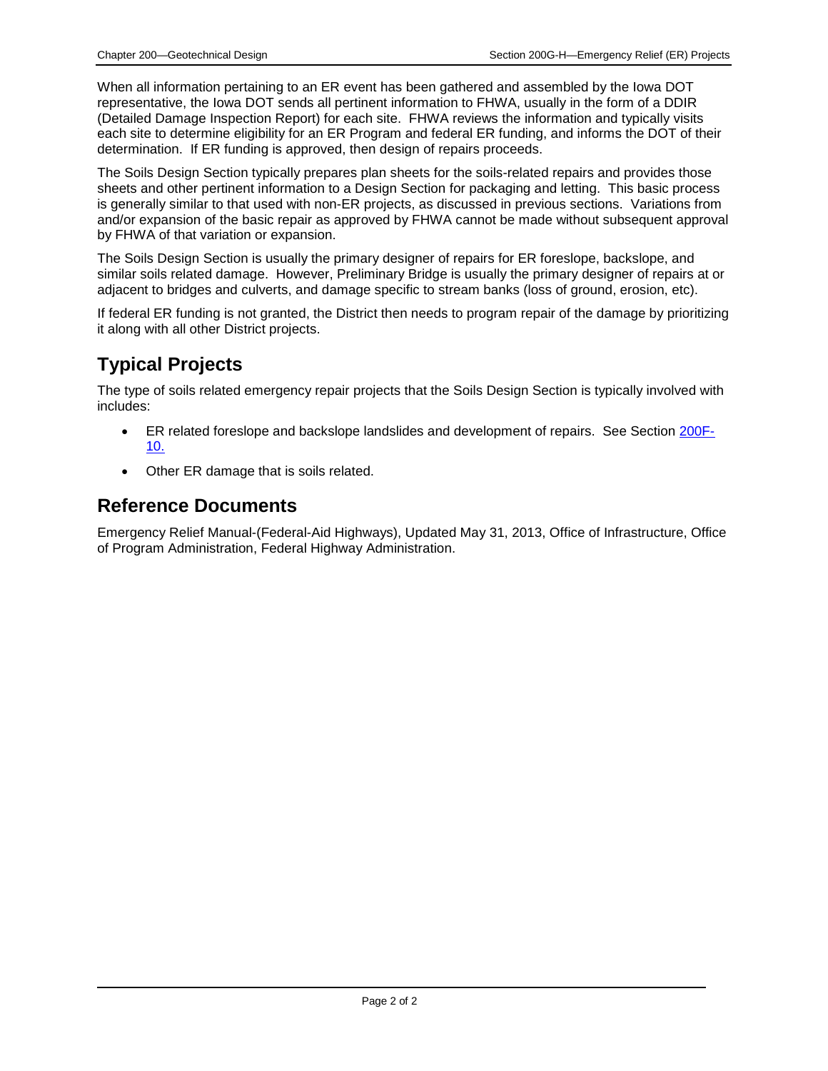When all information pertaining to an ER event has been gathered and assembled by the Iowa DOT representative, the Iowa DOT sends all pertinent information to FHWA, usually in the form of a DDIR (Detailed Damage Inspection Report) for each site. FHWA reviews the information and typically visits each site to determine eligibility for an ER Program and federal ER funding, and informs the DOT of their determination. If ER funding is approved, then design of repairs proceeds.

The Soils Design Section typically prepares plan sheets for the soils-related repairs and provides those sheets and other pertinent information to a Design Section for packaging and letting. This basic process is generally similar to that used with non-ER projects, as discussed in previous sections. Variations from and/or expansion of the basic repair as approved by FHWA cannot be made without subsequent approval by FHWA of that variation or expansion.

The Soils Design Section is usually the primary designer of repairs for ER foreslope, backslope, and similar soils related damage. However, Preliminary Bridge is usually the primary designer of repairs at or adjacent to bridges and culverts, and damage specific to stream banks (loss of ground, erosion, etc).

If federal ER funding is not granted, the District then needs to program repair of the damage by prioritizing it along with all other District projects.

## Typical Projects

The type of soils related emergency repair projects that the Soils Design Section is typically involved with includes:

- ER related foreslope and backslope landslides and development of repairs. See Section 200F-10.
- Other ER damage that is soils related.

## Reference Documents

Emergency Relief Manual-(Federal-Aid Highways), Updated May 31, 2013, Office of Infrastructure, Office of Program Administration, Federal Highway Administration.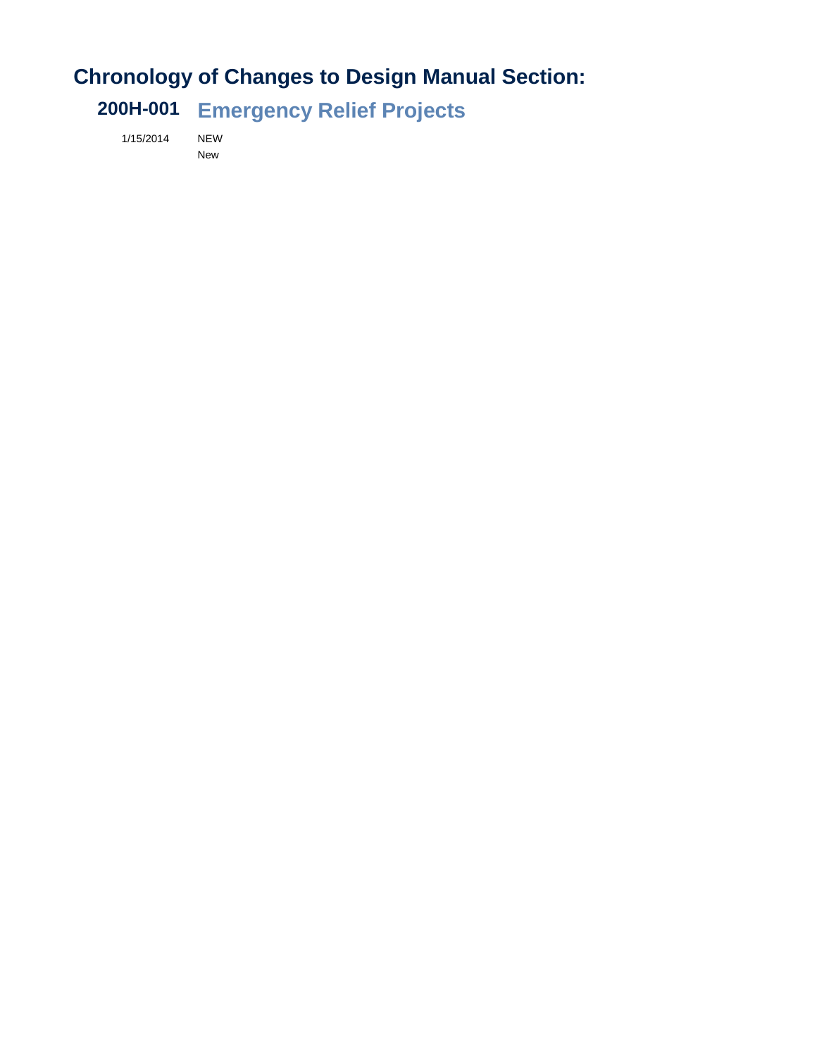# Chronology of Changes to Design Manual Section:

## 200H-001 Emergency Relief Projects

| | |
|---|---|
| 1/15/2014 | NEW<br>New |